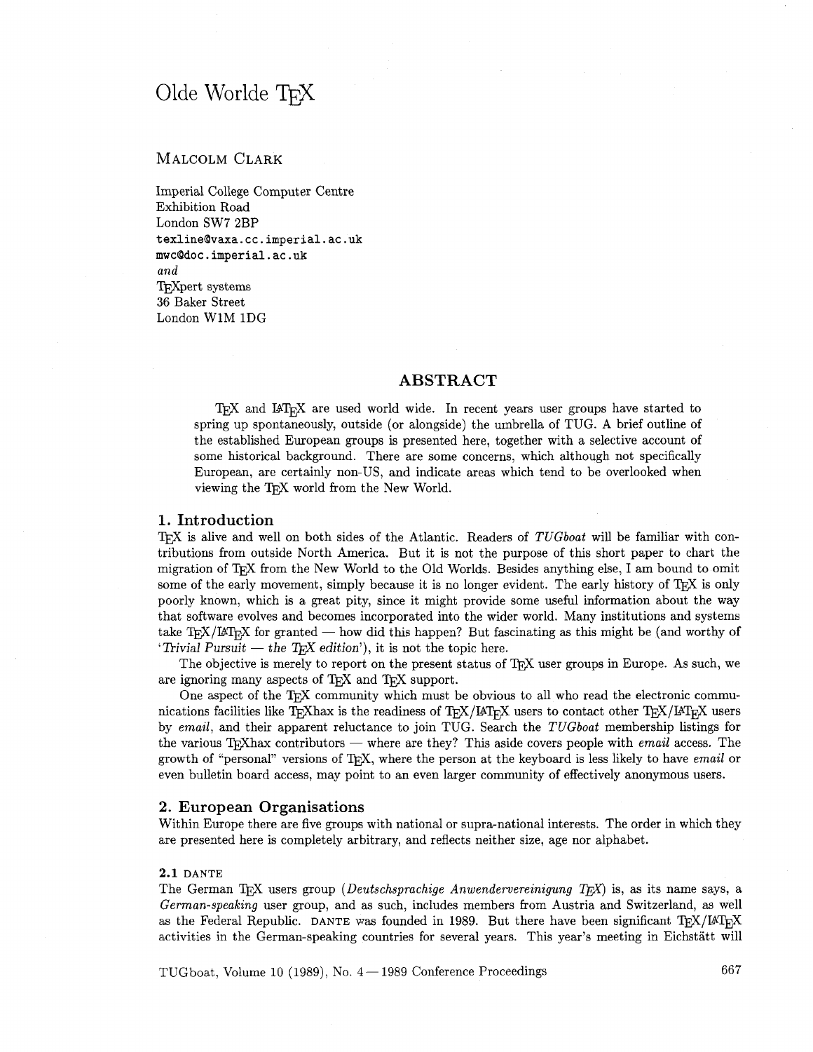# Olde Worlde TEX

MALCOLM CLARK

Imperial College Computer Centre
Exhibition Road
London SW7 2BP
texline@vaxa.cc.imperial.ac.uk
mwc@doc.imperial.ac.uk
*and*
TEXpert systems
36 Baker Street
London W1M 1DG

## ABSTRACT

TEX and LATEX are used world wide. In recent years user groups have started to spring up spontaneously, outside (or alongside) the umbrella of TUG. A brief outline of the established European groups is presented here, together with a selective account of some historical background. There are some concerns, which although not specifically European, are certainly non-US, and indicate areas which tend to be overlooked when viewing the TEX world from the New World.

## 1. Introduction

TEX is alive and well on both sides of the Atlantic. Readers of *TUGboat* will be familiar with contributions from outside North America. But it is not the purpose of this short paper to chart the migration of TEX from the New World to the Old Worlds. Besides anything else, I am bound to omit some of the early movement, simply because it is no longer evident. The early history of TEX is only poorly known, which is a great pity, since it might provide some useful information about the way that software evolves and becomes incorporated into the wider world. Many institutions and systems take TEX/LATEX for granted — how did this happen? But fascinating as this might be (and worthy of '*Trivial Pursuit — the TEX edition*'), it is not the topic here.

The objective is merely to report on the present status of TEX user groups in Europe. As such, we are ignoring many aspects of TEX and TEX support.

One aspect of the TEX community which must be obvious to all who read the electronic communications facilities like TEXhax is the readiness of TEX/LATEX users to contact other TEX/LATEX users by *email*, and their apparent reluctance to join TUG. Search the *TUGboat* membership listings for the various TEXhax contributors — where are they? This aside covers people with *email* access. The growth of "personal" versions of TEX, where the person at the keyboard is less likely to have *email* or even bulletin board access, may point to an even larger community of effectively anonymous users.

## 2. European Organisations

Within Europe there are five groups with national or supra-national interests. The order in which they are presented here is completely arbitrary, and reflects neither size, age nor alphabet.

### 2.1 DANTE

The German TEX users group (*Deutschsprachige Anwendervereinigung TEX*) is, as its name says, a *German-speaking* user group, and as such, includes members from Austria and Switzerland, as well as the Federal Republic. DANTE was founded in 1989. But there have been significant TEX/LATEX activities in the German-speaking countries for several years. This year's meeting in Eichstätt will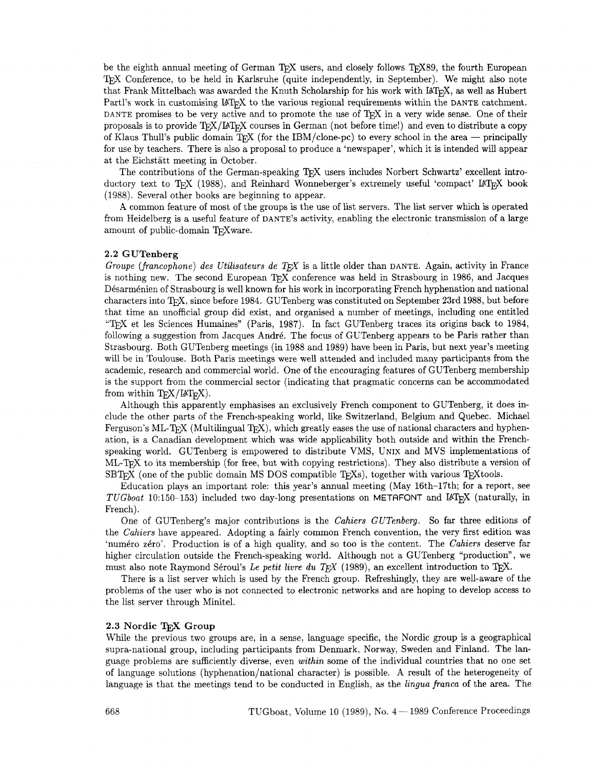be the eighth annual meeting of German TeX users, and closely follows TeX89, the fourth European TeX Conference, to be held in Karlsruhe (quite independently, in September). We might also note that Frank Mittelbach was awarded the Knuth Scholarship for his work with LaTeX, as well as Hubert Partl's work in customising LaTeX to the various regional requirements within the DANTE catchment. DANTE promises to be very active and to promote the use of TeX in a very wide sense. One of their proposals is to provide TeX/LaTeX courses in German (not before time!) and even to distribute a copy of Klaus Thull's public domain TeX (for the IBM/clone-pc) to every school in the area — principally for use by teachers. There is also a proposal to produce a 'newspaper', which it is intended will appear at the Eichstätt meeting in October.

The contributions of the German-speaking TeX users includes Norbert Schwartz' excellent introductory text to TeX (1988), and Reinhard Wonneberger's extremely useful 'compact' LaTeX book (1988). Several other books are beginning to appear.

A common feature of most of the groups is the use of list servers. The list server which is operated from Heidelberg is a useful feature of DANTE's activity, enabling the electronic transmission of a large amount of public-domain TeXware.

### 2.2 GUTenberg

*Groupe (francophone) des Utilisateurs de TeX* is a little older than DANTE. Again, activity in France is nothing new. The second European TeX conference was held in Strasbourg in 1986, and Jacques Désarménien of Strasbourg is well known for his work in incorporating French hyphenation and national characters into TeX, since before 1984. GUTenberg was constituted on September 23rd 1988, but before that time an unofficial group did exist, and organised a number of meetings, including one entitled "TeX et les Sciences Humaines" (Paris, 1987). In fact GUTenberg traces its origins back to 1984, following a suggestion from Jacques André. The focus of GUTenberg appears to be Paris rather than Strasbourg. Both GUTenberg meetings (in 1988 and 1989) have been in Paris, but next year's meeting will be in Toulouse. Both Paris meetings were well attended and included many participants from the academic, research and commercial world. One of the encouraging features of GUTenberg membership is the support from the commercial sector (indicating that pragmatic concerns can be accommodated from within TeX/LaTeX).

Although this apparently emphasises an exclusively French component to GUTenberg, it does include the other parts of the French-speaking world, like Switzerland, Belgium and Quebec. Michael Ferguson's ML-TeX (Multilingual TeX), which greatly eases the use of national characters and hyphenation, is a Canadian development which was wide applicability both outside and within the French-speaking world. GUTenberg is empowered to distribute VMS, UNIX and MVS implementations of ML-TeX to its membership (for free, but with copying restrictions). They also distribute a version of SBTeX (one of the public domain MS DOS compatible TeXs), together with various TeXtools.

Education plays an important role: this year's annual meeting (May 16th–17th; for a report, see *TUGboat* 10:150–153) included two day-long presentations on METAFONT and LaTeX (naturally, in French).

One of GUTenberg's major contributions is the *Cahiers GUTenberg*. So far three editions of the *Cahiers* have appeared. Adopting a fairly common French convention, the very first edition was 'numéro zéro'. Production is of a high quality, and so too is the content. The *Cahiers* deserve far higher circulation outside the French-speaking world. Although not a GUTenberg "production", we must also note Raymond Séroul's *Le petit livre du TeX* (1989), an excellent introduction to TeX.

There is a list server which is used by the French group. Refreshingly, they are well-aware of the problems of the user who is not connected to electronic networks and are hoping to develop access to the list server through Minitel.

### 2.3 Nordic TeX Group

While the previous two groups are, in a sense, language specific, the Nordic group is a geographical supra-national group, including participants from Denmark, Norway, Sweden and Finland. The language problems are sufficiently diverse, even *within* some of the individual countries that no one set of language solutions (hyphenation/national character) is possible. A result of the heterogeneity of language is that the meetings tend to be conducted in English, as the *lingua franca* of the area. The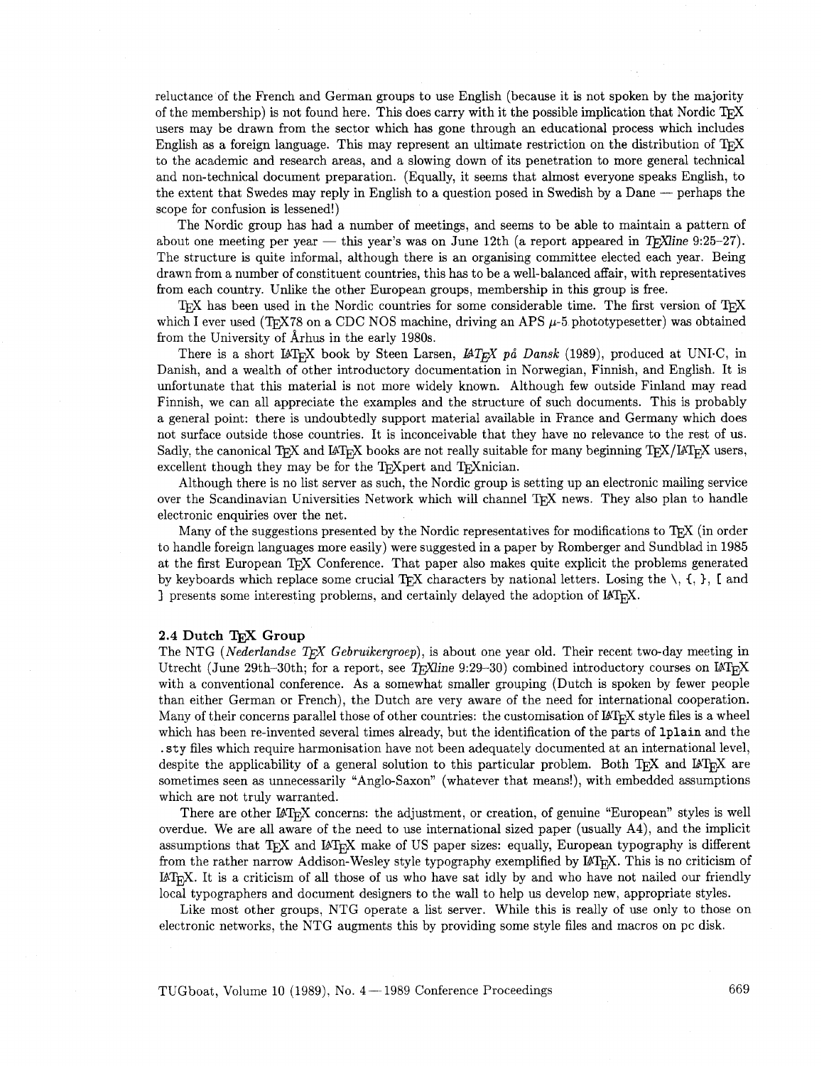reluctance of the French and German groups to use English (because it is not spoken by the majority of the membership) is not found here. This does carry with it the possible implication that Nordic TeX users may be drawn from the sector which has gone through an educational process which includes English as a foreign language. This may represent an ultimate restriction on the distribution of TeX to the academic and research areas, and a slowing down of its penetration to more general technical and non-technical document preparation. (Equally, it seems that almost everyone speaks English, to the extent that Swedes may reply in English to a question posed in Swedish by a Dane — perhaps the scope for confusion is lessened!)

The Nordic group has had a number of meetings, and seems to be able to maintain a pattern of about one meeting per year — this year's was on June 12th (a report appeared in *TeXline* 9:25–27). The structure is quite informal, although there is an organising committee elected each year. Being drawn from a number of constituent countries, this has to be a well-balanced affair, with representatives from each country. Unlike the other European groups, membership in this group is free.

TeX has been used in the Nordic countries for some considerable time. The first version of TeX which I ever used (TeX78 on a CDC NOS machine, driving an APS $\mu$-5 phototypesetter) was obtained from the University of Århus in the early 1980s.

There is a short LaTeX book by Steen Larsen, *LaTeX på Dansk* (1989), produced at UNI·C, in Danish, and a wealth of other introductory documentation in Norwegian, Finnish, and English. It is unfortunate that this material is not more widely known. Although few outside Finland may read Finnish, we can all appreciate the examples and the structure of such documents. This is probably a general point: there is undoubtedly support material available in France and Germany which does not surface outside those countries. It is inconceivable that they have no relevance to the rest of us. Sadly, the canonical TeX and LaTeX books are not really suitable for many beginning TeX/LaTeX users, excellent though they may be for the TeXpert and TeXnician.

Although there is no list server as such, the Nordic group is setting up an electronic mailing service over the Scandinavian Universities Network which will channel TeX news. They also plan to handle electronic enquiries over the net.

Many of the suggestions presented by the Nordic representatives for modifications to TeX (in order to handle foreign languages more easily) were suggested in a paper by Romberger and Sundblad in 1985 at the first European TeX Conference. That paper also makes quite explicit the problems generated by keyboards which replace some crucial TeX characters by national letters. Losing the \, {, }, [ and ] presents some interesting problems, and certainly delayed the adoption of LaTeX.

### 2.4 Dutch TeX Group

The NTG (*Nederlandse TeX Gebruikergroep*), is about one year old. Their recent two-day meeting in Utrecht (June 29th–30th; for a report, see *TeXline* 9:29–30) combined introductory courses on LaTeX with a conventional conference. As a somewhat smaller grouping (Dutch is spoken by fewer people than either German or French), the Dutch are very aware of the need for international cooperation. Many of their concerns parallel those of other countries: the customisation of LaTeX style files is a wheel which has been re-invented several times already, but the identification of the parts of `lplain` and the `.sty` files which require harmonisation have not been adequately documented at an international level, despite the applicability of a general solution to this particular problem. Both TeX and LaTeX are sometimes seen as unnecessarily "Anglo-Saxon" (whatever that means!), with embedded assumptions which are not truly warranted.

There are other LaTeX concerns: the adjustment, or creation, of genuine "European" styles is well overdue. We are all aware of the need to use international sized paper (usually A4), and the implicit assumptions that TeX and LaTeX make of US paper sizes: equally, European typography is different from the rather narrow Addison-Wesley style typography exemplified by LaTeX. This is no criticism of LaTeX. It is a criticism of all those of us who have sat idly by and who have not nailed our friendly local typographers and document designers to the wall to help us develop new, appropriate styles.

Like most other groups, NTG operate a list server. While this is really of use only to those on electronic networks, the NTG augments this by providing some style files and macros on pc disk.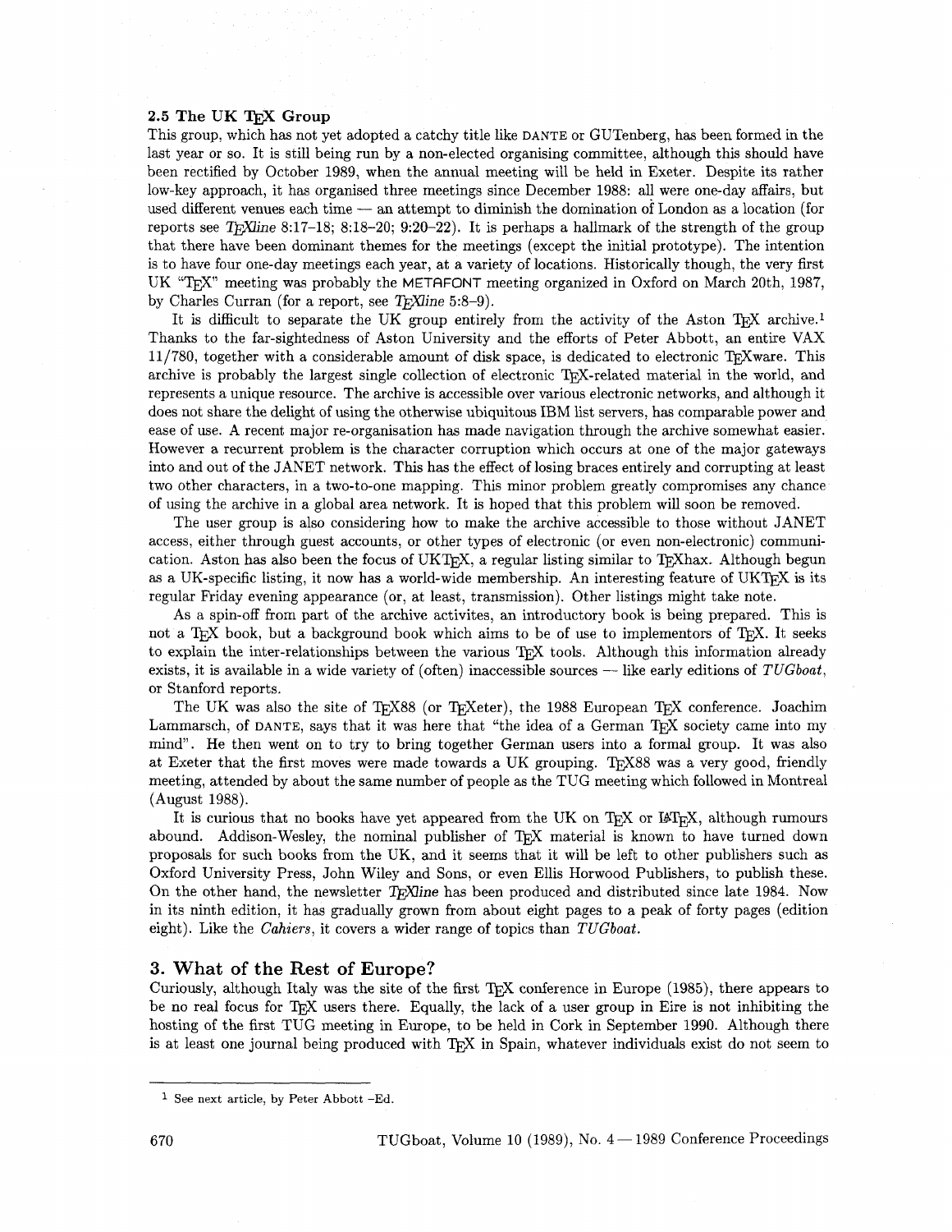### 2.5 The UK TeX Group

This group, which has not yet adopted a catchy title like DANTE or GUTenberg, has been formed in the last year or so. It is still being run by a non-elected organising committee, although this should have been rectified by October 1989, when the annual meeting will be held in Exeter. Despite its rather low-key approach, it has organised three meetings since December 1988: all were one-day affairs, but used different venues each time — an attempt to diminish the domination of London as a location (for reports see *TeXline* 8:17–18; 8:18–20; 9:20–22). It is perhaps a hallmark of the strength of the group that there have been dominant themes for the meetings (except the initial prototype). The intention is to have four one-day meetings each year, at a variety of locations. Historically though, the very first UK "TeX" meeting was probably the METAFONT meeting organized in Oxford on March 20th, 1987, by Charles Curran (for a report, see *TeXline* 5:8–9).

It is difficult to separate the UK group entirely from the activity of the Aston TeX archive.[1] Thanks to the far-sightedness of Aston University and the efforts of Peter Abbott, an entire VAX 11/780, together with a considerable amount of disk space, is dedicated to electronic TeXware. This archive is probably the largest single collection of electronic TeX-related material in the world, and represents a unique resource. The archive is accessible over various electronic networks, and although it does not share the delight of using the otherwise ubiquitous IBM list servers, has comparable power and ease of use. A recent major re-organisation has made navigation through the archive somewhat easier. However a recurrent problem is the character corruption which occurs at one of the major gateways into and out of the JANET network. This has the effect of losing braces entirely and corrupting at least two other characters, in a two-to-one mapping. This minor problem greatly compromises any chance of using the archive in a global area network. It is hoped that this problem will soon be removed.

The user group is also considering how to make the archive accessible to those without JANET access, either through guest accounts, or other types of electronic (or even non-electronic) communication. Aston has also been the focus of UKTeX, a regular listing similar to TeXhax. Although begun as a UK-specific listing, it now has a world-wide membership. An interesting feature of UKTeX is its regular Friday evening appearance (or, at least, transmission). Other listings might take note.

As a spin-off from part of the archive activites, an introductory book is being prepared. This is not a TeX book, but a background book which aims to be of use to implementors of TeX. It seeks to explain the inter-relationships between the various TeX tools. Although this information already exists, it is available in a wide variety of (often) inaccessible sources — like early editions of *TUGboat*, or Stanford reports.

The UK was also the site of TeX88 (or TeXeter), the 1988 European TeX conference. Joachim Lammarsch, of DANTE, says that it was here that "the idea of a German TeX society came into my mind". He then went on to try to bring together German users into a formal group. It was also at Exeter that the first moves were made towards a UK grouping. TeX88 was a very good, friendly meeting, attended by about the same number of people as the TUG meeting which followed in Montreal (August 1988).

It is curious that no books have yet appeared from the UK on TeX or LaTeX, although rumours abound. Addison-Wesley, the nominal publisher of TeX material is known to have turned down proposals for such books from the UK, and it seems that it will be left to other publishers such as Oxford University Press, John Wiley and Sons, or even Ellis Horwood Publishers, to publish these. On the other hand, the newsletter *TeXline* has been produced and distributed since late 1984. Now in its ninth edition, it has gradually grown from about eight pages to a peak of forty pages (edition eight). Like the *Cahiers*, it covers a wider range of topics than *TUGboat*.

## 3. What of the Rest of Europe?

Curiously, although Italy was the site of the first TeX conference in Europe (1985), there appears to be no real focus for TeX users there. Equally, the lack of a user group in Eire is not inhibiting the hosting of the first TUG meeting in Europe, to be held in Cork in September 1990. Although there is at least one journal being produced with TeX in Spain, whatever individuals exist do not seem to

---

[1] See next article, by Peter Abbott –Ed.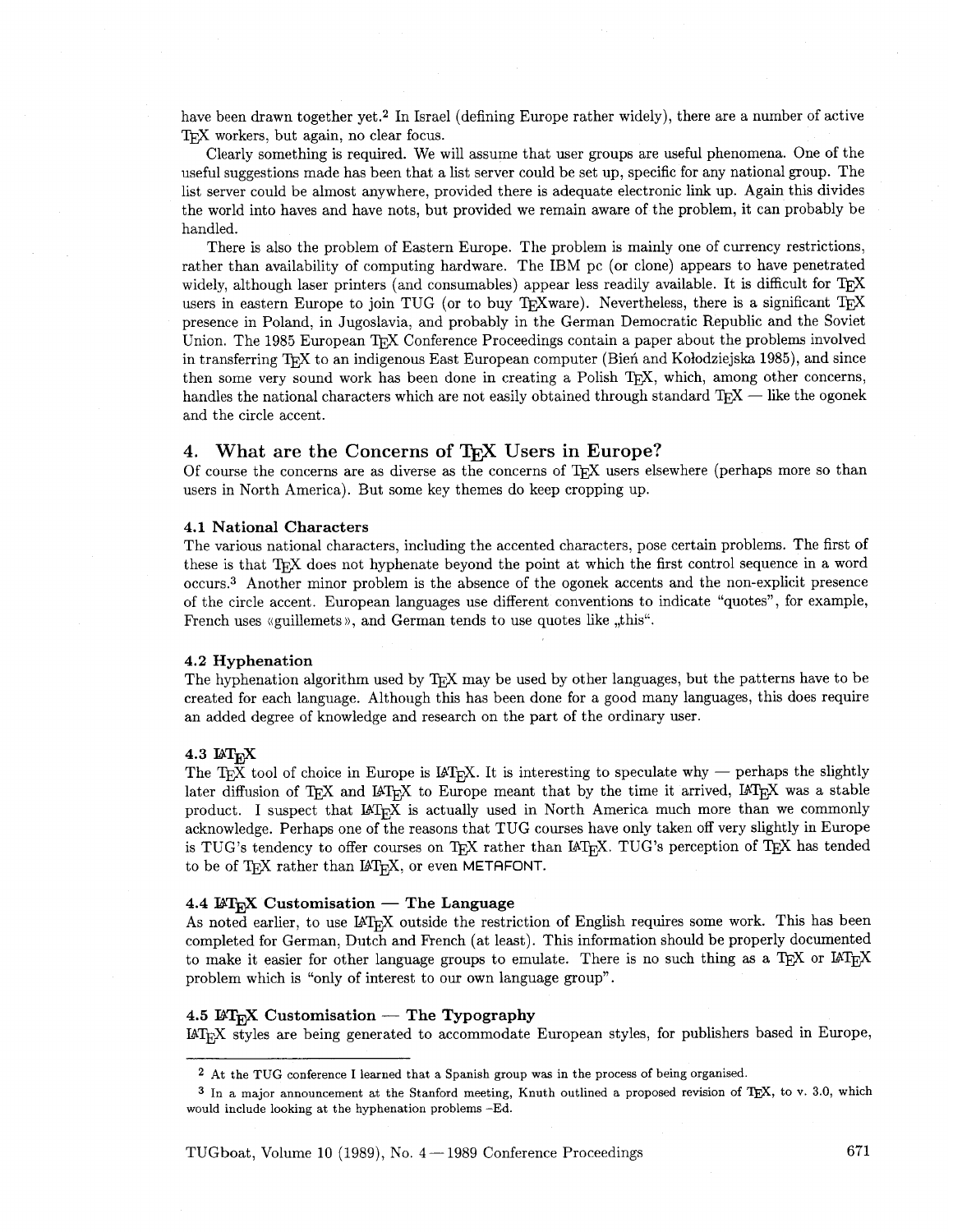have been drawn together yet.[2] In Israel (defining Europe rather widely), there are a number of active TeX workers, but again, no clear focus.

Clearly something is required. We will assume that user groups are useful phenomena. One of the useful suggestions made has been that a list server could be set up, specific for any national group. The list server could be almost anywhere, provided there is adequate electronic link up. Again this divides the world into haves and have nots, but provided we remain aware of the problem, it can probably be handled.

There is also the problem of Eastern Europe. The problem is mainly one of currency restrictions, rather than availability of computing hardware. The IBM pc (or clone) appears to have penetrated widely, although laser printers (and consumables) appear less readily available. It is difficult for TeX users in eastern Europe to join TUG (or to buy TeXware). Nevertheless, there is a significant TeX presence in Poland, in Jugoslavia, and probably in the German Democratic Republic and the Soviet Union. The 1985 European TeX Conference Proceedings contain a paper about the problems involved in transferring TeX to an indigenous East European computer (Bień and Kołodziejska 1985), and since then some very sound work has been done in creating a Polish TeX, which, among other concerns, handles the national characters which are not easily obtained through standard TeX — like the ogonek and the circle accent.

## 4. What are the Concerns of TeX Users in Europe?

Of course the concerns are as diverse as the concerns of TeX users elsewhere (perhaps more so than users in North America). But some key themes do keep cropping up.

### 4.1 National Characters

The various national characters, including the accented characters, pose certain problems. The first of these is that TeX does not hyphenate beyond the point at which the first control sequence in a word occurs.[3] Another minor problem is the absence of the ogonek accents and the non-explicit presence of the circle accent. European languages use different conventions to indicate "quotes", for example, French uses «guillemets», and German tends to use quotes like „this“.

### 4.2 Hyphenation

The hyphenation algorithm used by TeX may be used by other languages, but the patterns have to be created for each language. Although this has been done for a good many languages, this does require an added degree of knowledge and research on the part of the ordinary user.

### 4.3 LaTeX

The TeX tool of choice in Europe is LaTeX. It is interesting to speculate why — perhaps the slightly later diffusion of TeX and LaTeX to Europe meant that by the time it arrived, LaTeX was a stable product. I suspect that LaTeX is actually used in North America much more than we commonly acknowledge. Perhaps one of the reasons that TUG courses have only taken off very slightly in Europe is TUG's tendency to offer courses on TeX rather than LaTeX. TUG's perception of TeX has tended to be of TeX rather than LaTeX, or even METAFONT.

### 4.4 LaTeX Customisation — The Language

As noted earlier, to use LaTeX outside the restriction of English requires some work. This has been completed for German, Dutch and French (at least). This information should be properly documented to make it easier for other language groups to emulate. There is no such thing as a TeX or LaTeX problem which is "only of interest to our own language group".

### 4.5 LaTeX Customisation — The Typography

LaTeX styles are being generated to accommodate European styles, for publishers based in Europe,

---

[2] At the TUG conference I learned that a Spanish group was in the process of being organised.

[3] In a major announcement at the Stanford meeting, Knuth outlined a proposed revision of TeX, to v. 3.0, which would include looking at the hyphenation problems –Ed.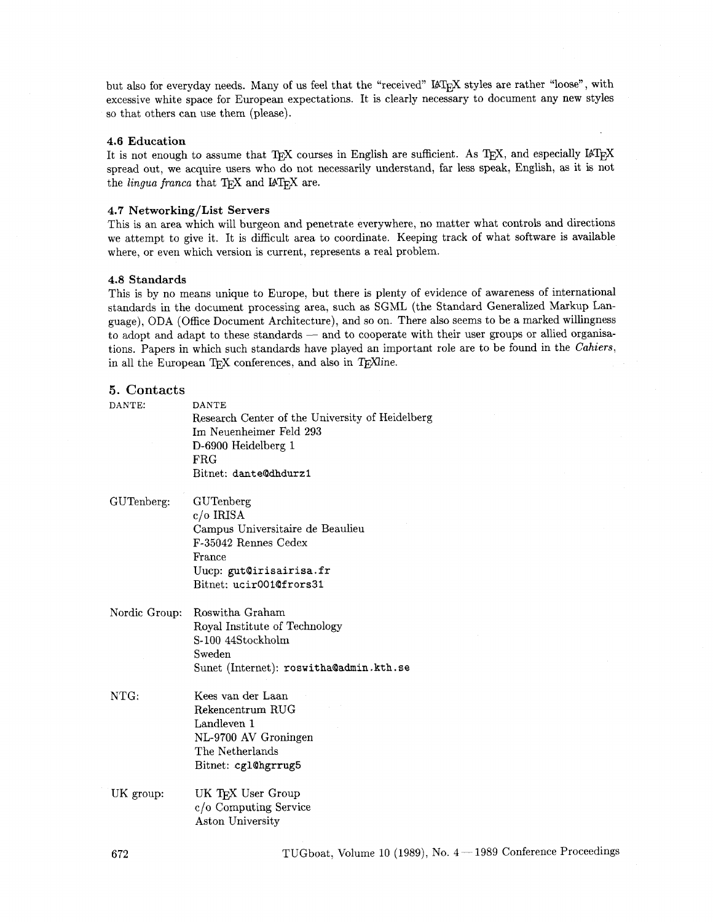but also for everyday needs. Many of us feel that the "received" LaTeX styles are rather "loose", with excessive white space for European expectations. It is clearly necessary to document any new styles so that others can use them (please).

### 4.6 Education

It is not enough to assume that TeX courses in English are sufficient. As TeX, and especially LaTeX spread out, we acquire users who do not necessarily understand, far less speak, English, as it is not the *lingua franca* that TeX and LaTeX are.

### 4.7 Networking/List Servers

This is an area which will burgeon and penetrate everywhere, no matter what controls and directions we attempt to give it. It is difficult area to coordinate. Keeping track of what software is available where, or even which version is current, represents a real problem.

### 4.8 Standards

This is by no means unique to Europe, but there is plenty of evidence of awareness of international standards in the document processing area, such as SGML (the Standard Generalized Markup Language), ODA (Office Document Architecture), and so on. There also seems to be a marked willingness to adopt and adapt to these standards — and to cooperate with their user groups or allied organisations. Papers in which such standards have played an important role are to be found in the *Cahiers*, in all the European TeX conferences, and also in *TeXline*.

## 5. Contacts

DANTE:

DANTE
Research Center of the University of Heidelberg
Im Neuenheimer Feld 293
D-6900 Heidelberg 1
FRG
Bitnet: `dante@dhdurz1`

GUTenberg:

GUTenberg
c/o IRISA
Campus Universitaire de Beaulieu
F-35042 Rennes Cedex
France
Uucp: `gut@irisairisa.fr`
Bitnet: `ucir001@frors31`

Nordic Group:

Roswitha Graham
Royal Institute of Technology
S-100 44Stockholm
Sweden
Sunet (Internet): `roswitha@admin.kth.se`

NTG:

Kees van der Laan
Rekencentrum RUG
Landleven 1
NL-9700 AV Groningen
The Netherlands
Bitnet: `cgl@hgrrug5`

UK group:

UK TeX User Group
c/o Computing Service
Aston University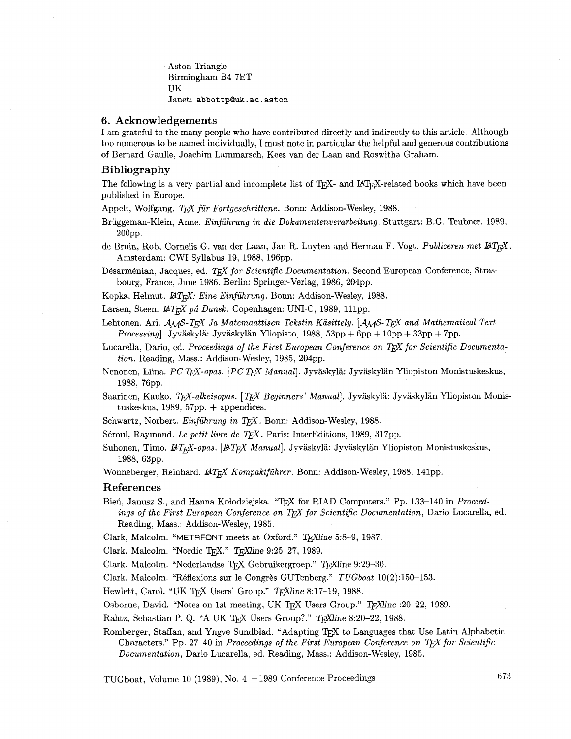Aston Triangle
Birmingham B4 7ET
UK
Janet: abbottp@uk.ac.aston

## 6. Acknowledgements

I am grateful to the many people who have contributed directly and indirectly to this article. Although too numerous to be named individually, I must note in particular the helpful and generous contributions of Bernard Gaulle, Joachim Lammarsch, Kees van der Laan and Roswitha Graham.

## Bibliography

The following is a very partial and incomplete list of TEX- and LATEX-related books which have been published in Europe.

Appelt, Wolfgang. *TEX für Fortgeschrittene*. Bonn: Addison-Wesley, 1988.

Brüggeman-Klein, Anne. *Einführung in die Dokumentenverarbeitung*. Stuttgart: B.G. Teubner, 1989, 200pp.

de Bruin, Rob, Cornelis G. van der Laan, Jan R. Luyten and Herman F. Vogt. *Publiceren met LATEX*. Amsterdam: CWI Syllabus 19, 1988, 196pp.

Désarménian, Jacques, ed. *TEX for Scientific Documentation*. Second European Conference, Strasbourg, France, June 1986. Berlin: Springer-Verlag, 1986, 204pp.

Kopka, Helmut. *LATEX: Eine Einführung*. Bonn: Addison-Wesley, 1988.

Larsen, Steen. *LATEX på Dansk*. Copenhagen: UNI·C, 1989, 111pp.

Lehtonen, Ari. *AMS-TEX Ja Matemaattisen Tekstin Käsittely*. [*AMS-TEX and Mathematical Text Processing*]. Jyväskylä: Jyväskylän Yliopisto, 1988, 53pp + 6pp + 10pp + 33pp + 7pp.

Lucarella, Dario, ed. *Proceedings of the First European Conference on TEX for Scientific Documentation*. Reading, Mass.: Addison-Wesley, 1985, 204pp.

Nenonen, Liina. *PC TEX-opas*. [*PC TEX Manual*]. Jyväskylä: Jyväskylän Yliopiston Monistuskeskus, 1988, 76pp.

Saarinen, Kauko. *TEX-alkeisopas*. [*TEX Beginners' Manual*]. Jyväskylä: Jyväskylän Yliopiston Monistuskeskus, 1989, 57pp. + appendices.

Schwartz, Norbert. *Einführung in TEX*. Bonn: Addison-Wesley, 1988.

Séroul, Raymond. *Le petit livre de TEX*. Paris: InterEditions, 1989, 317pp.

Suhonen, Timo. *LATEX-opas*. [*LATEX Manual*]. Jyväskylä: Jyväskylän Yliopiston Monistuskeskus, 1988, 63pp.

Wonneberger, Reinhard. *LATEX Kompaktführer*. Bonn: Addison-Wesley, 1988, 141pp.

## References

Bień, Janusz S., and Hanna Kołodziejska. "TEX for RIAD Computers." Pp. 133–140 in *Proceedings of the First European Conference on TEX for Scientific Documentation*, Dario Lucarella, ed. Reading, Mass.: Addison-Wesley, 1985.

Clark, Malcolm. "METAFONT meets at Oxford." *TEXline* 5:8–9, 1987.

Clark, Malcolm. "Nordic TEX." *TEXline* 9:25–27, 1989.

Clark, Malcolm. "Nederlandse TEX Gebruikergroep." *TEXline* 9:29–30.

Clark, Malcolm. "Réflexions sur le Congrès GUTenberg." *TUGboat* 10(2):150–153.

Hewlett, Carol. "UK TEX Users' Group." *TEXline* 8:17–19, 1988.

Osborne, David. "Notes on 1st meeting, UK TEX Users Group." *TEXline* :20–22, 1989.

Rahtz, Sebastian P. Q. "A UK TEX Users Group?." *TEXline* 8:20–22, 1988.

Romberger, Staffan, and Yngve Sundblad. "Adapting TEX to Languages that Use Latin Alphabetic Characters." Pp. 27–40 in *Proceedings of the First European Conference on TEX for Scientific Documentation*, Dario Lucarella, ed. Reading, Mass.: Addison-Wesley, 1985.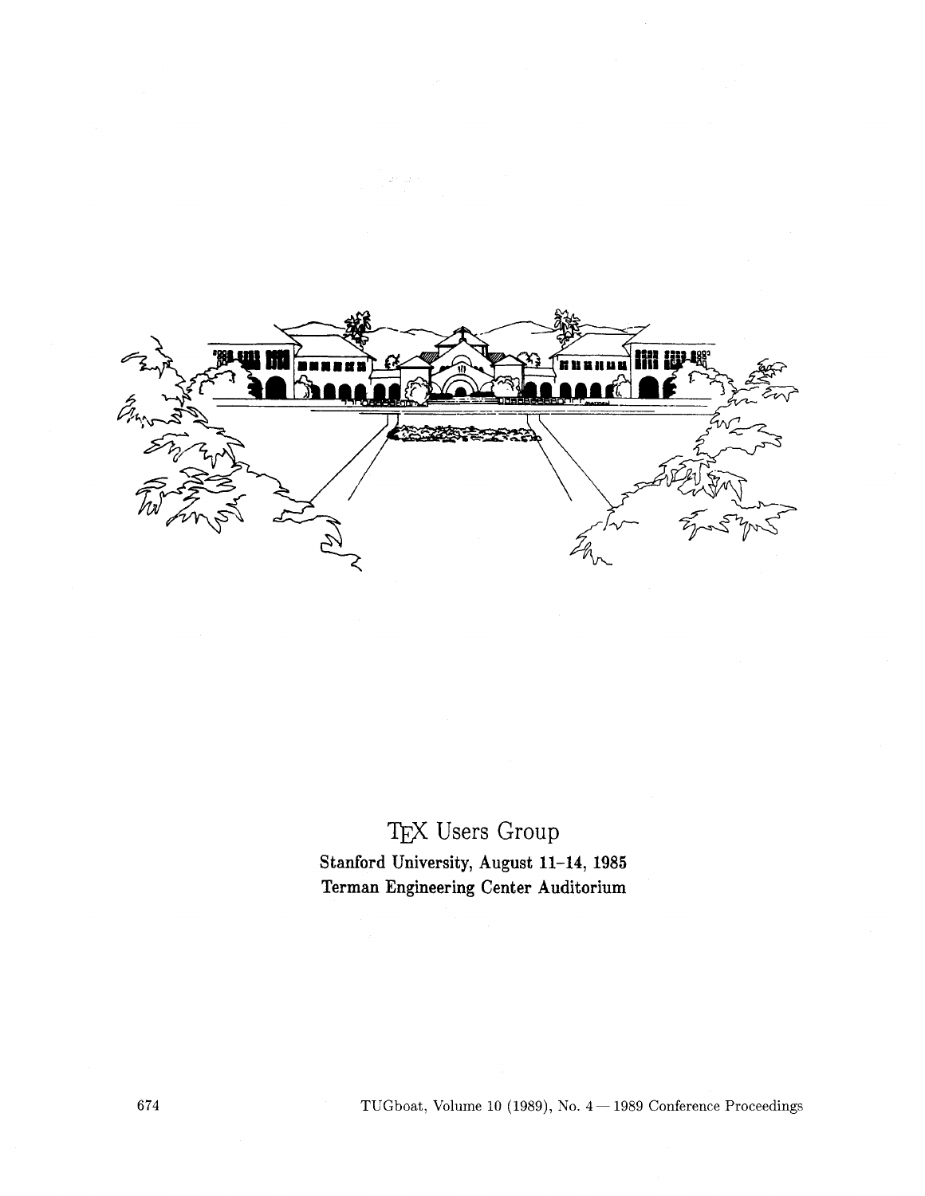TEX Users Group

**Stanford University, August 11–14, 1985**

**Terman Engineering Center Auditorium**